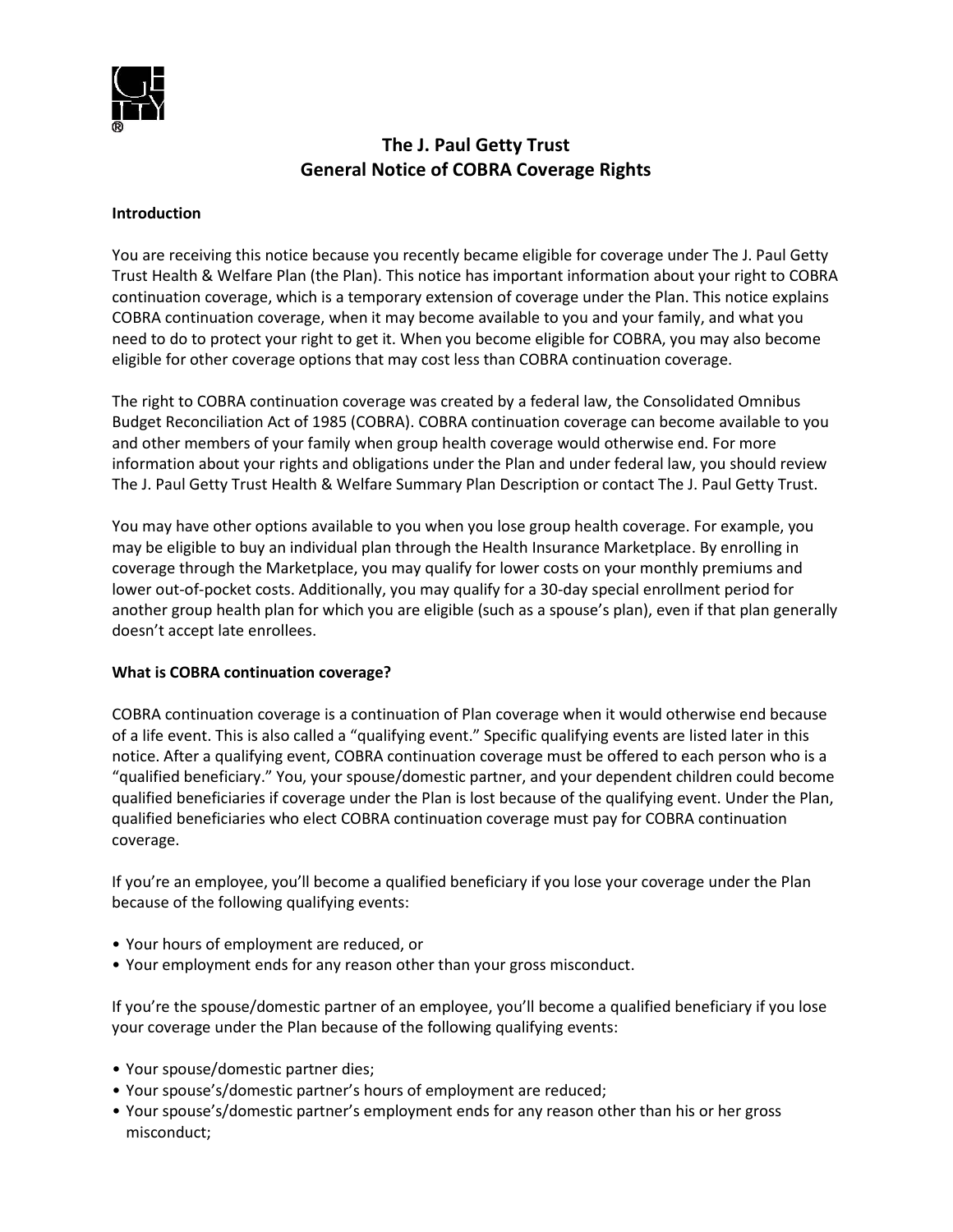# The J. Paul Getty Trust
# General Notice of COBRA Coverage Rights

**Introduction**

You are receiving this notice because you recently became eligible for coverage under The J. Paul Getty Trust Health & Welfare Plan (the Plan). This notice has important information about your right to COBRA continuation coverage, which is a temporary extension of coverage under the Plan. This notice explains COBRA continuation coverage, when it may become available to you and your family, and what you need to do to protect your right to get it. When you become eligible for COBRA, you may also become eligible for other coverage options that may cost less than COBRA continuation coverage.

The right to COBRA continuation coverage was created by a federal law, the Consolidated Omnibus Budget Reconciliation Act of 1985 (COBRA). COBRA continuation coverage can become available to you and other members of your family when group health coverage would otherwise end. For more information about your rights and obligations under the Plan and under federal law, you should review The J. Paul Getty Trust Health & Welfare Summary Plan Description or contact The J. Paul Getty Trust.

You may have other options available to you when you lose group health coverage. For example, you may be eligible to buy an individual plan through the Health Insurance Marketplace. By enrolling in coverage through the Marketplace, you may qualify for lower costs on your monthly premiums and lower out-of-pocket costs. Additionally, you may qualify for a 30-day special enrollment period for another group health plan for which you are eligible (such as a spouse's plan), even if that plan generally doesn't accept late enrollees.

**What is COBRA continuation coverage?**

COBRA continuation coverage is a continuation of Plan coverage when it would otherwise end because of a life event. This is also called a "qualifying event." Specific qualifying events are listed later in this notice. After a qualifying event, COBRA continuation coverage must be offered to each person who is a "qualified beneficiary." You, your spouse/domestic partner, and your dependent children could become qualified beneficiaries if coverage under the Plan is lost because of the qualifying event. Under the Plan, qualified beneficiaries who elect COBRA continuation coverage must pay for COBRA continuation coverage.

If you're an employee, you'll become a qualified beneficiary if you lose your coverage under the Plan because of the following qualifying events:

- Your hours of employment are reduced, or
- Your employment ends for any reason other than your gross misconduct.

If you're the spouse/domestic partner of an employee, you'll become a qualified beneficiary if you lose your coverage under the Plan because of the following qualifying events:

- Your spouse/domestic partner dies;
- Your spouse's/domestic partner's hours of employment are reduced;
- Your spouse's/domestic partner's employment ends for any reason other than his or her gross misconduct;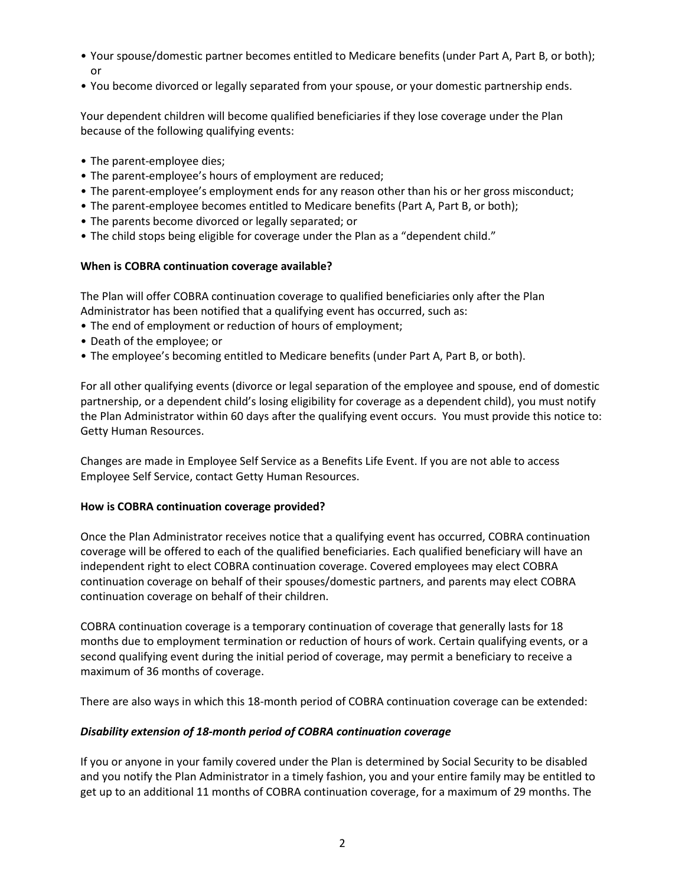- Your spouse/domestic partner becomes entitled to Medicare benefits (under Part A, Part B, or both); or
- You become divorced or legally separated from your spouse, or your domestic partnership ends.

Your dependent children will become qualified beneficiaries if they lose coverage under the Plan because of the following qualifying events:

- The parent-employee dies;
- The parent-employee's hours of employment are reduced;
- The parent-employee's employment ends for any reason other than his or her gross misconduct;
- The parent-employee becomes entitled to Medicare benefits (Part A, Part B, or both);
- The parents become divorced or legally separated; or
- The child stops being eligible for coverage under the Plan as a "dependent child."

**When is COBRA continuation coverage available?**

The Plan will offer COBRA continuation coverage to qualified beneficiaries only after the Plan Administrator has been notified that a qualifying event has occurred, such as:

- The end of employment or reduction of hours of employment;
- Death of the employee; or
- The employee's becoming entitled to Medicare benefits (under Part A, Part B, or both).

For all other qualifying events (divorce or legal separation of the employee and spouse, end of domestic partnership, or a dependent child's losing eligibility for coverage as a dependent child), you must notify the Plan Administrator within 60 days after the qualifying event occurs. You must provide this notice to: Getty Human Resources.

Changes are made in Employee Self Service as a Benefits Life Event. If you are not able to access Employee Self Service, contact Getty Human Resources.

**How is COBRA continuation coverage provided?**

Once the Plan Administrator receives notice that a qualifying event has occurred, COBRA continuation coverage will be offered to each of the qualified beneficiaries. Each qualified beneficiary will have an independent right to elect COBRA continuation coverage. Covered employees may elect COBRA continuation coverage on behalf of their spouses/domestic partners, and parents may elect COBRA continuation coverage on behalf of their children.

COBRA continuation coverage is a temporary continuation of coverage that generally lasts for 18 months due to employment termination or reduction of hours of work. Certain qualifying events, or a second qualifying event during the initial period of coverage, may permit a beneficiary to receive a maximum of 36 months of coverage.

There are also ways in which this 18-month period of COBRA continuation coverage can be extended:

***Disability extension of 18-month period of COBRA continuation coverage***

If you or anyone in your family covered under the Plan is determined by Social Security to be disabled and you notify the Plan Administrator in a timely fashion, you and your entire family may be entitled to get up to an additional 11 months of COBRA continuation coverage, for a maximum of 29 months. The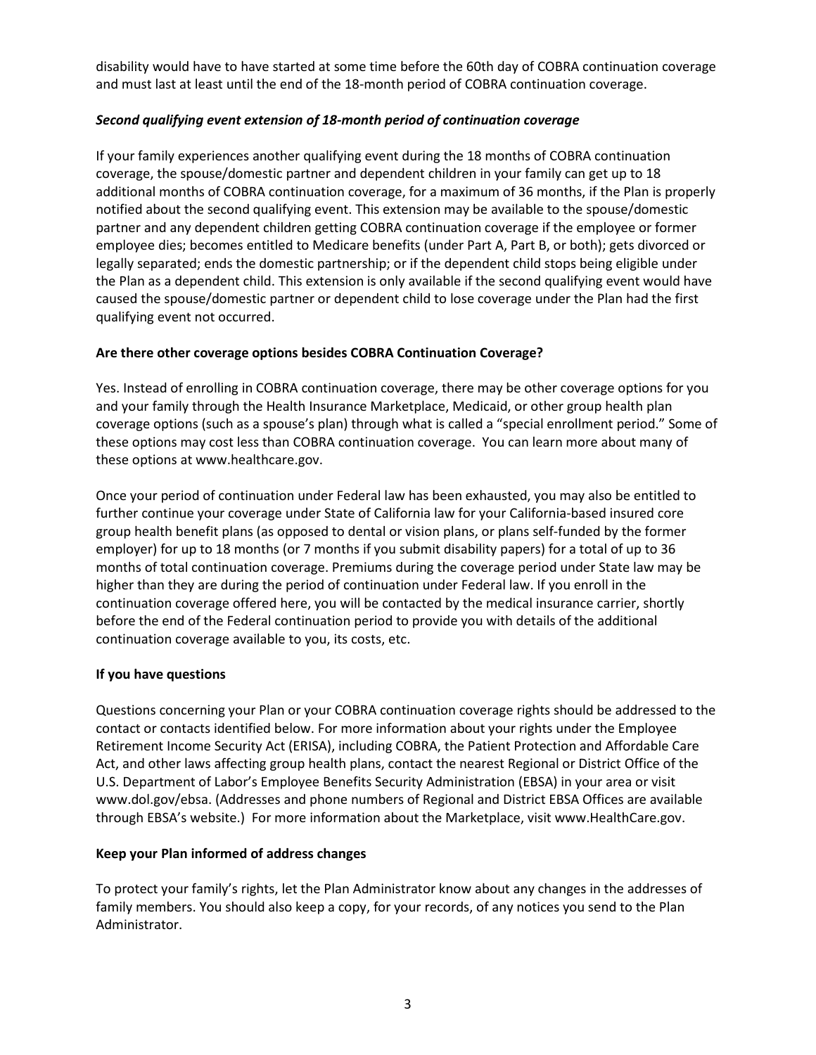disability would have to have started at some time before the 60th day of COBRA continuation coverage and must last at least until the end of the 18-month period of COBRA continuation coverage.

***Second qualifying event extension of 18-month period of continuation coverage***

If your family experiences another qualifying event during the 18 months of COBRA continuation coverage, the spouse/domestic partner and dependent children in your family can get up to 18 additional months of COBRA continuation coverage, for a maximum of 36 months, if the Plan is properly notified about the second qualifying event. This extension may be available to the spouse/domestic partner and any dependent children getting COBRA continuation coverage if the employee or former employee dies; becomes entitled to Medicare benefits (under Part A, Part B, or both); gets divorced or legally separated; ends the domestic partnership; or if the dependent child stops being eligible under the Plan as a dependent child. This extension is only available if the second qualifying event would have caused the spouse/domestic partner or dependent child to lose coverage under the Plan had the first qualifying event not occurred.

**Are there other coverage options besides COBRA Continuation Coverage?**

Yes. Instead of enrolling in COBRA continuation coverage, there may be other coverage options for you and your family through the Health Insurance Marketplace, Medicaid, or other group health plan coverage options (such as a spouse's plan) through what is called a "special enrollment period." Some of these options may cost less than COBRA continuation coverage. You can learn more about many of these options at www.healthcare.gov.

Once your period of continuation under Federal law has been exhausted, you may also be entitled to further continue your coverage under State of California law for your California-based insured core group health benefit plans (as opposed to dental or vision plans, or plans self-funded by the former employer) for up to 18 months (or 7 months if you submit disability papers) for a total of up to 36 months of total continuation coverage. Premiums during the coverage period under State law may be higher than they are during the period of continuation under Federal law. If you enroll in the continuation coverage offered here, you will be contacted by the medical insurance carrier, shortly before the end of the Federal continuation period to provide you with details of the additional continuation coverage available to you, its costs, etc.

**If you have questions**

Questions concerning your Plan or your COBRA continuation coverage rights should be addressed to the contact or contacts identified below. For more information about your rights under the Employee Retirement Income Security Act (ERISA), including COBRA, the Patient Protection and Affordable Care Act, and other laws affecting group health plans, contact the nearest Regional or District Office of the U.S. Department of Labor's Employee Benefits Security Administration (EBSA) in your area or visit www.dol.gov/ebsa. (Addresses and phone numbers of Regional and District EBSA Offices are available through EBSA's website.) For more information about the Marketplace, visit www.HealthCare.gov.

**Keep your Plan informed of address changes**

To protect your family's rights, let the Plan Administrator know about any changes in the addresses of family members. You should also keep a copy, for your records, of any notices you send to the Plan Administrator.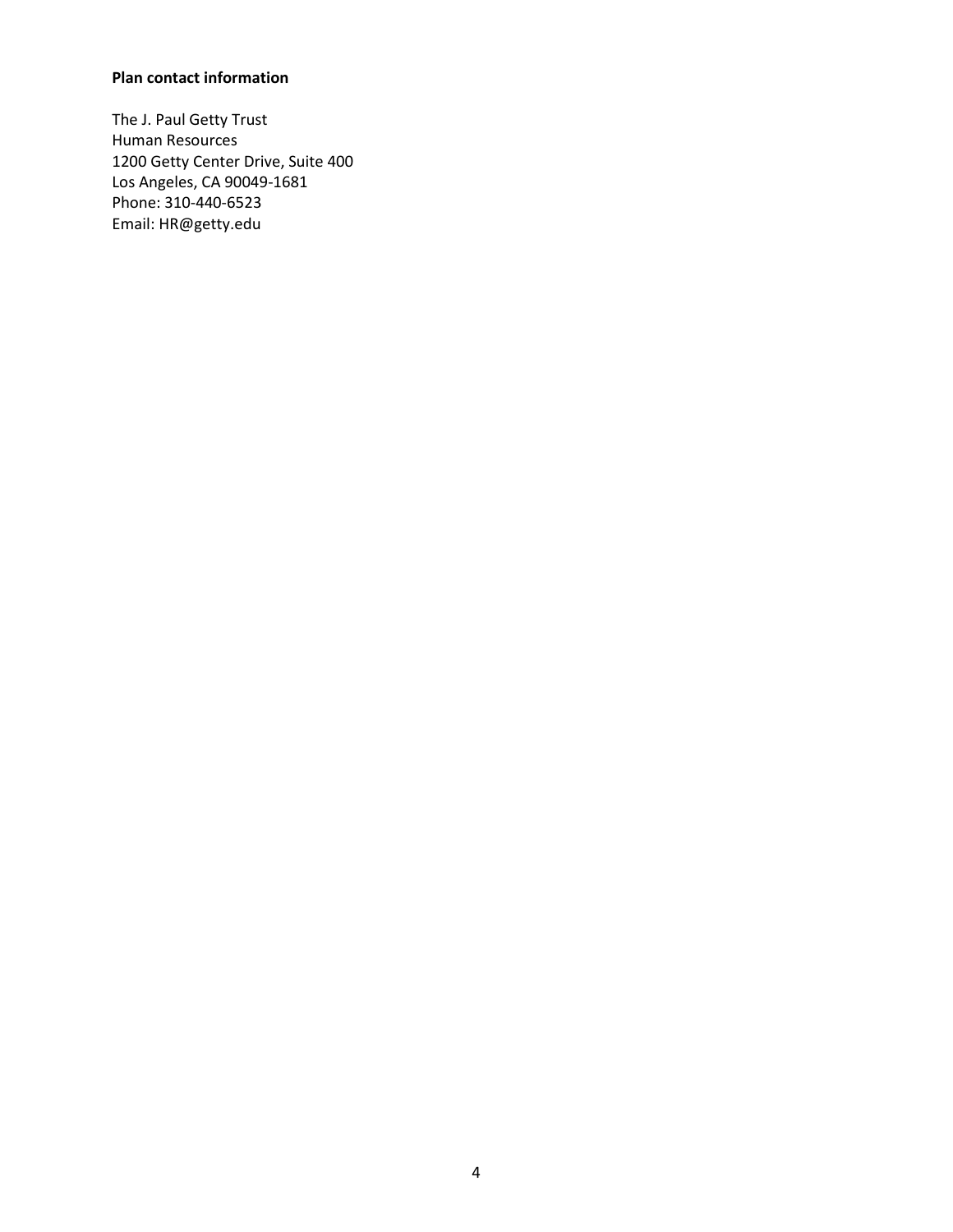**Plan contact information**

The J. Paul Getty Trust
Human Resources
1200 Getty Center Drive, Suite 400
Los Angeles, CA 90049-1681
Phone: 310-440-6523
Email: HR@getty.edu